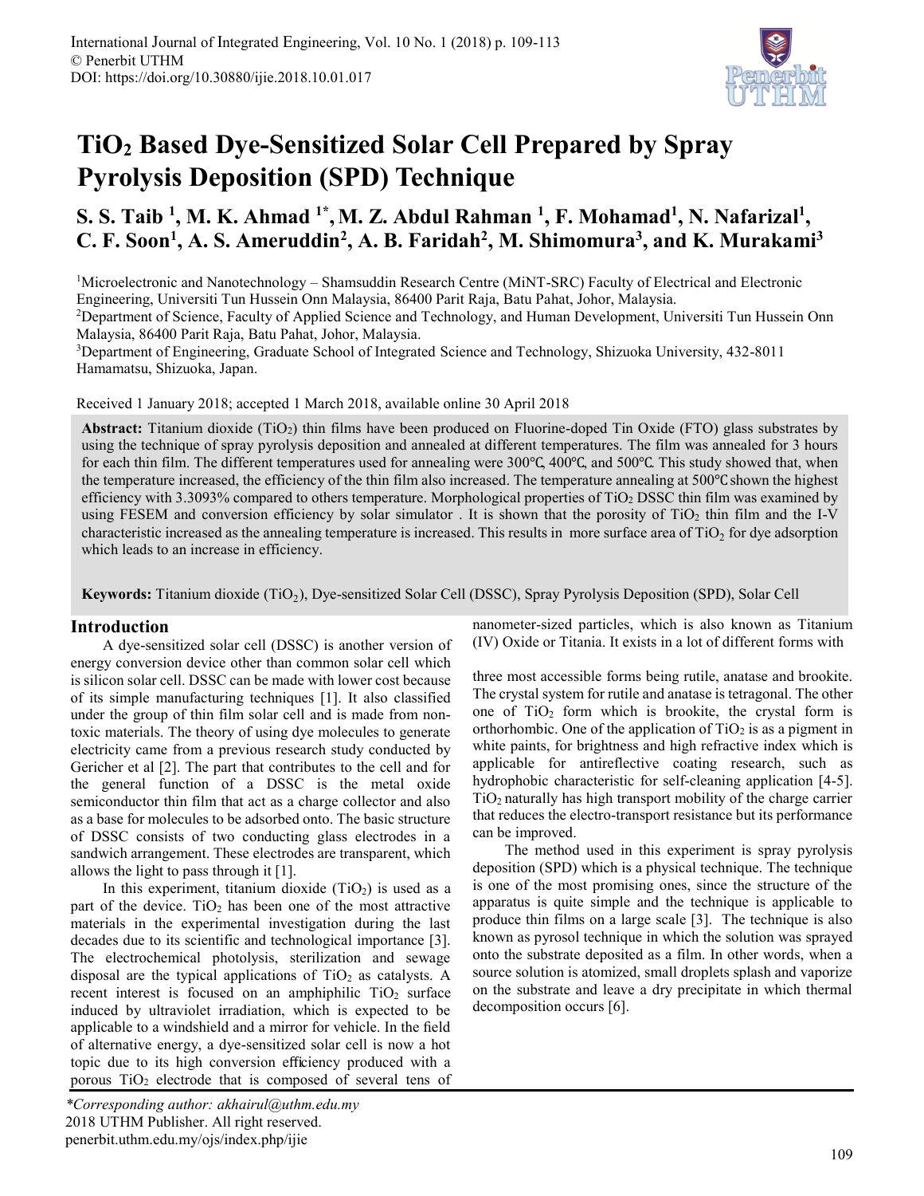# $TiO_2$ Based Dye-Sensitized Solar Cell Prepared by Spray Pyrolysis Deposition (SPD) Technique

**S. S. Taib [1], M. K. Ahmad [1*], M. Z. Abdul Rahman [1], F. Mohamad[1], N. Nafarizal[1], C. F. Soon[1], A. S. Ameruddin[2], A. B. Faridah[2], M. Shimomura[3], and K. Murakami[3]**

[1]Microelectronic and Nanotechnology – Shamsuddin Research Centre (MiNT-SRC) Faculty of Electrical and Electronic Engineering, Universiti Tun Hussein Onn Malaysia, 86400 Parit Raja, Batu Pahat, Johor, Malaysia.
[2]Department of Science, Faculty of Applied Science and Technology, and Human Development, Universiti Tun Hussein Onn Malaysia, 86400 Parit Raja, Batu Pahat, Johor, Malaysia.
[3]Department of Engineering, Graduate School of Integrated Science and Technology, Shizuoka University, 432-8011 Hamamatsu, Shizuoka, Japan.

Received 1 January 2018; accepted 1 March 2018, available online 30 April 2018

**Abstract:** Titanium dioxide ($TiO_2$) thin films have been produced on Fluorine-doped Tin Oxide (FTO) glass substrates by using the technique of spray pyrolysis deposition and annealed at different temperatures. The film was annealed for 3 hours for each thin film. The different temperatures used for annealing were 300℃, 400℃, and 500℃. This study showed that, when the temperature increased, the efficiency of the thin film also increased. The temperature annealing at 500℃ shown the highest efficiency with 3.3093% compared to others temperature. Morphological properties of $TiO_2$ DSSC thin film was examined by using FESEM and conversion efficiency by solar simulator . It is shown that the porosity of $TiO_2$ thin film and the I-V characteristic increased as the annealing temperature is increased. This results in more surface area of $TiO_2$ for dye adsorption which leads to an increase in efficiency.

**Keywords:** Titanium dioxide ($TiO_2$), Dye-sensitized Solar Cell (DSSC), Spray Pyrolysis Deposition (SPD), Solar Cell

## Introduction

A dye-sensitized solar cell (DSSC) is another version of energy conversion device other than common solar cell which is silicon solar cell. DSSC can be made with lower cost because of its simple manufacturing techniques [1]. It also classified under the group of thin film solar cell and is made from non-toxic materials. The theory of using dye molecules to generate electricity came from a previous research study conducted by Gericher et al [2]. The part that contributes to the cell and for the general function of a DSSC is the metal oxide semiconductor thin film that act as a charge collector and also as a base for molecules to be adsorbed onto. The basic structure of DSSC consists of two conducting glass electrodes in a sandwich arrangement. These electrodes are transparent, which allows the light to pass through it [1].

In this experiment, titanium dioxide ($TiO_2$) is used as a part of the device. $TiO_2$ has been one of the most attractive materials in the experimental investigation during the last decades due to its scientific and technological importance [3]. The electrochemical photolysis, sterilization and sewage disposal are the typical applications of $TiO_2$ as catalysts. A recent interest is focused on an amphiphilic $TiO_2$ surface induced by ultraviolet irradiation, which is expected to be applicable to a windshield and a mirror for vehicle. In the field of alternative energy, a dye-sensitized solar cell is now a hot topic due to its high conversion efficiency produced with a porous $TiO_2$ electrode that is composed of several tens of nanometer-sized particles, which is also known as Titanium (IV) Oxide or Titania. It exists in a lot of different forms with three most accessible forms being rutile, anatase and brookite. The crystal system for rutile and anatase is tetragonal. The other one of $TiO_2$ form which is brookite, the crystal form is orthorhombic. One of the application of $TiO_2$ is as a pigment in white paints, for brightness and high refractive index which is applicable for antireflective coating research, such as hydrophobic characteristic for self-cleaning application [4-5]. $TiO_2$ naturally has high transport mobility of the charge carrier that reduces the electro-transport resistance but its performance can be improved.

The method used in this experiment is spray pyrolysis deposition (SPD) which is a physical technique. The technique is one of the most promising ones, since the structure of the apparatus is quite simple and the technique is applicable to produce thin films on a large scale [3]. The technique is also known as pyrosol technique in which the solution was sprayed onto the substrate deposited as a film. In other words, when a source solution is atomized, small droplets splash and vaporize on the substrate and leave a dry precipitate in which thermal decomposition occurs [6].

*Corresponding author: akhairul@uthm.edu.my
2018 UTHM Publisher. All right reserved.
penerbit.uthm.edu.my/ojs/index.php/ijie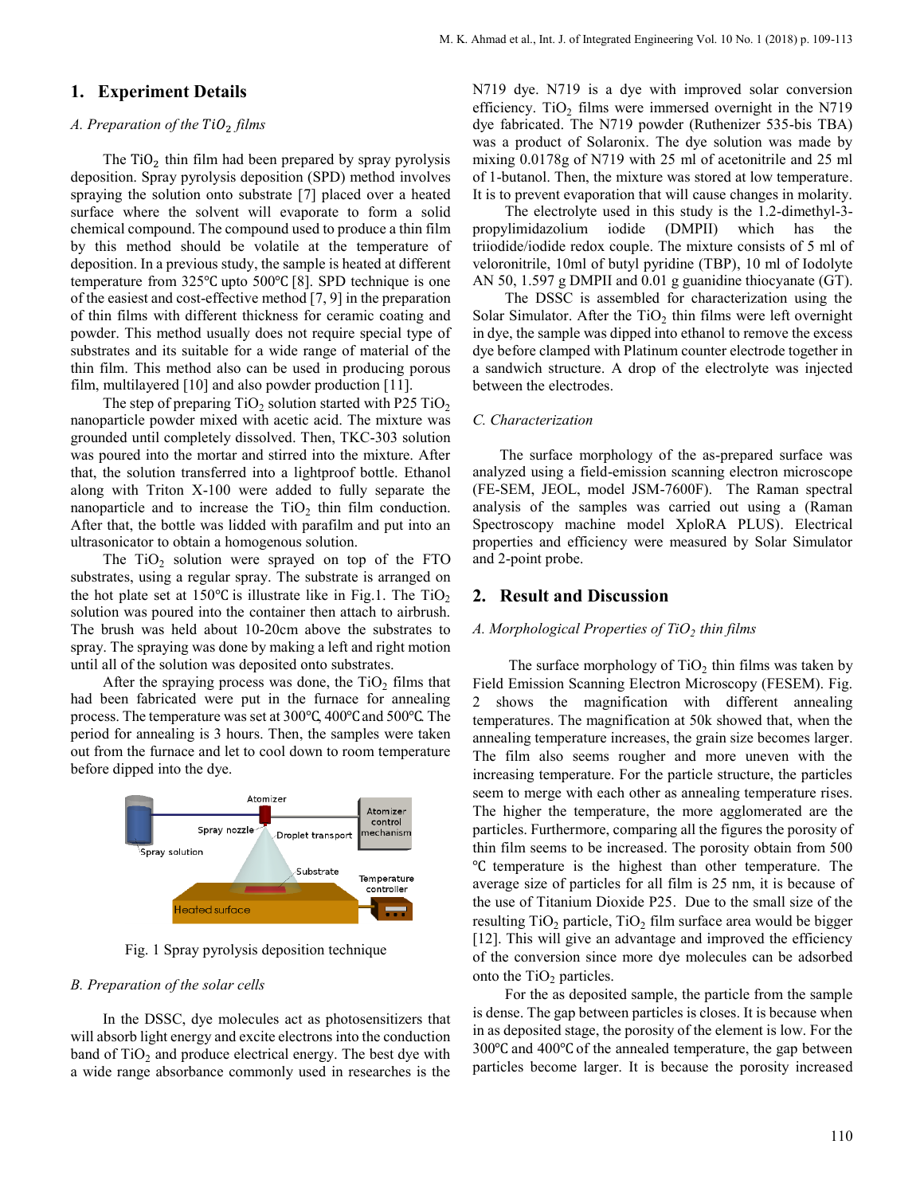## 1. Experiment Details

### *A. Preparation of the $TiO_2$ films*

The $TiO_2$ thin film had been prepared by spray pyrolysis deposition. Spray pyrolysis deposition (SPD) method involves spraying the solution onto substrate [7] placed over a heated surface where the solvent will evaporate to form a solid chemical compound. The compound used to produce a thin film by this method should be volatile at the temperature of deposition. In a previous study, the sample is heated at different temperature from 325℃ upto 500℃ [8]. SPD technique is one of the easiest and cost-effective method [7, 9] in the preparation of thin films with different thickness for ceramic coating and powder. This method usually does not require special type of substrates and its suitable for a wide range of material of the thin film. This method also can be used in producing porous film, multilayered [10] and also powder production [11].

The step of preparing $TiO_2$ solution started with P25 $TiO_2$ nanoparticle powder mixed with acetic acid. The mixture was grounded until completely dissolved. Then, TKC-303 solution was poured into the mortar and stirred into the mixture. After that, the solution transferred into a lightproof bottle. Ethanol along with Triton X-100 were added to fully separate the nanoparticle and to increase the $TiO_2$ thin film conduction. After that, the bottle was lidded with parafilm and put into an ultrasonicator to obtain a homogenous solution.

The $TiO_2$ solution were sprayed on top of the FTO substrates, using a regular spray. The substrate is arranged on the hot plate set at 150℃ is illustrate like in Fig.1. The $TiO_2$ solution was poured into the container then attach to airbrush. The brush was held about 10-20cm above the substrates to spray. The spraying was done by making a left and right motion until all of the solution was deposited onto substrates.

After the spraying process was done, the $TiO_2$ films that had been fabricated were put in the furnace for annealing process. The temperature was set at 300℃, 400℃ and 500℃. The period for annealing is 3 hours. Then, the samples were taken out from the furnace and let to cool down to room temperature before dipped into the dye.

Fig. 1 Spray pyrolysis deposition technique

### *B. Preparation of the solar cells*

In the DSSC, dye molecules act as photosensitizers that will absorb light energy and excite electrons into the conduction band of $TiO_2$ and produce electrical energy. The best dye with a wide range absorbance commonly used in researches is the N719 dye. N719 is a dye with improved solar conversion efficiency. $TiO_2$ films were immersed overnight in the N719 dye fabricated. The N719 powder (Ruthenizer 535-bis TBA) was a product of Solaronix. The dye solution was made by mixing 0.0178g of N719 with 25 ml of acetonitrile and 25 ml of 1-butanol. Then, the mixture was stored at low temperature. It is to prevent evaporation that will cause changes in molarity.

The electrolyte used in this study is the 1.2-dimethyl-3-propylimidazolium iodide (DMPII) which has the triiodide/iodide redox couple. The mixture consists of 5 ml of veloronitrile, 10ml of butyl pyridine (TBP), 10 ml of Iodolyte AN 50, 1.597 g DMPII and 0.01 g guanidine thiocyanate (GT).

The DSSC is assembled for characterization using the Solar Simulator. After the $TiO_2$ thin films were left overnight in dye, the sample was dipped into ethanol to remove the excess dye before clamped with Platinum counter electrode together in a sandwich structure. A drop of the electrolyte was injected between the electrodes.

### *C. Characterization*

The surface morphology of the as-prepared surface was analyzed using a field-emission scanning electron microscope (FE-SEM, JEOL, model JSM-7600F). The Raman spectral analysis of the samples was carried out using a (Raman Spectroscopy machine model XploRA PLUS). Electrical properties and efficiency were measured by Solar Simulator and 2-point probe.

## 2. Result and Discussion

### *A. Morphological Properties of $TiO_2$ thin films*

The surface morphology of $TiO_2$ thin films was taken by Field Emission Scanning Electron Microscopy (FESEM). Fig. 2 shows the magnification with different annealing temperatures. The magnification at 50k showed that, when the annealing temperature increases, the grain size becomes larger. The film also seems rougher and more uneven with the increasing temperature. For the particle structure, the particles seem to merge with each other as annealing temperature rises. The higher the temperature, the more agglomerated are the particles. Furthermore, comparing all the figures the porosity of thin film seems to be increased. The porosity obtain from 500 ℃ temperature is the highest than other temperature. The average size of particles for all film is 25 nm, it is because of the use of Titanium Dioxide P25. Due to the small size of the resulting $TiO_2$ particle, $TiO_2$ film surface area would be bigger [12]. This will give an advantage and improved the efficiency of the conversion since more dye molecules can be adsorbed onto the $TiO_2$ particles.

For the as deposited sample, the particle from the sample is dense. The gap between particles is closes. It is because when in as deposited stage, the porosity of the element is low. For the 300℃ and 400℃ of the annealed temperature, the gap between particles become larger. It is because the porosity increased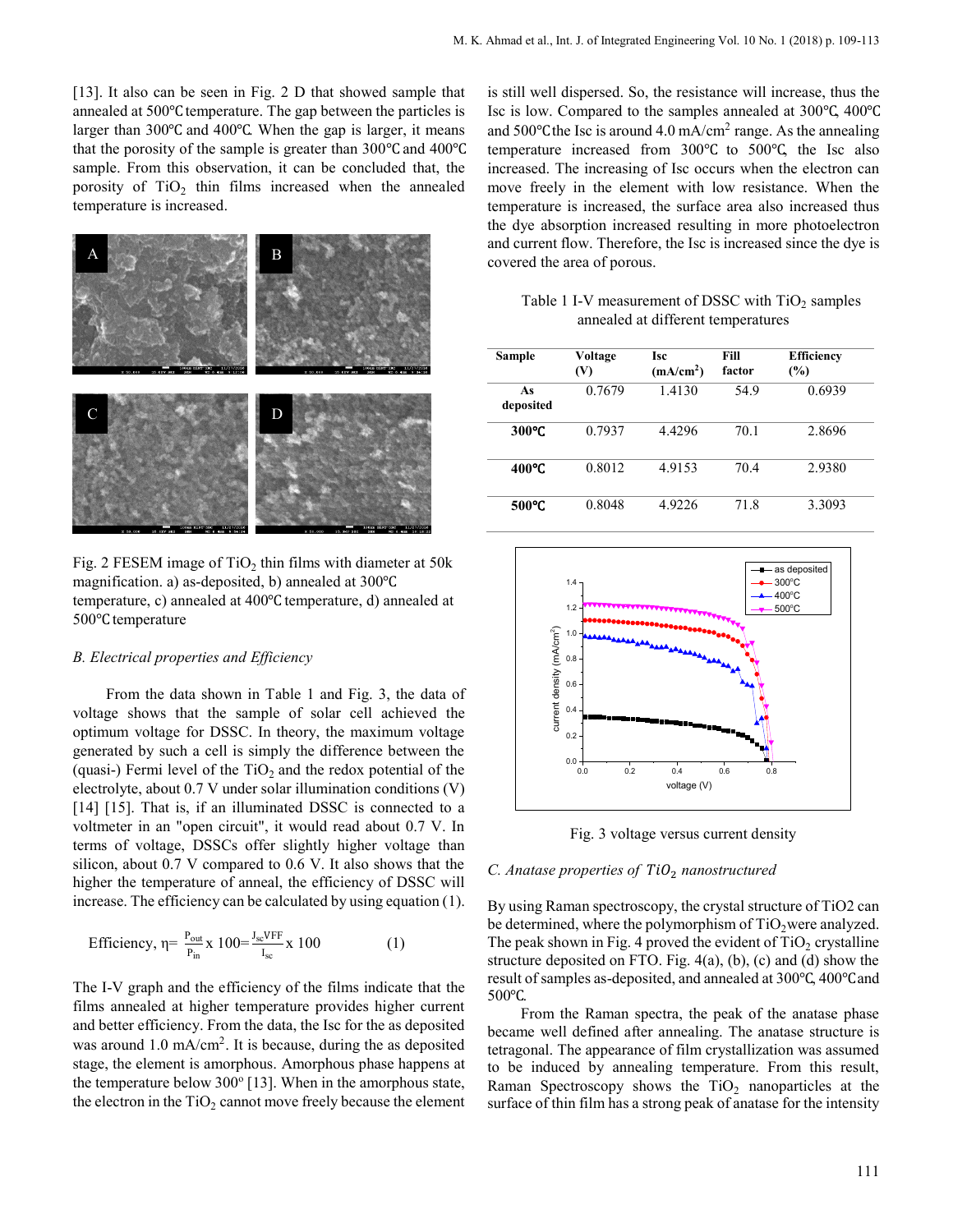[13]. It also can be seen in Fig. 2 D that showed sample that annealed at 500℃ temperature. The gap between the particles is larger than 300℃ and 400℃. When the gap is larger, it means that the porosity of the sample is greater than 300℃ and 400℃ sample. From this observation, it can be concluded that, the porosity of $TiO_2$ thin films increased when the annealed temperature is increased.

Fig. 2 FESEM image of $TiO_2$ thin films with diameter at 50k magnification. a) as-deposited, b) annealed at 300℃ temperature, c) annealed at 400℃ temperature, d) annealed at 500℃ temperature

*B. Electrical properties and Efficiency*

From the data shown in Table 1 and Fig. 3, the data of voltage shows that the sample of solar cell achieved the optimum voltage for DSSC. In theory, the maximum voltage generated by such a cell is simply the difference between the (quasi-) Fermi level of the $TiO_2$ and the redox potential of the electrolyte, about 0.7 V under solar illumination conditions (V) [14] [15]. That is, if an illuminated DSSC is connected to a voltmeter in an "open circuit", it would read about 0.7 V. In terms of voltage, DSSCs offer slightly higher voltage than silicon, about 0.7 V compared to 0.6 V. It also shows that the higher the temperature of anneal, the efficiency of DSSC will increase. The efficiency can be calculated by using equation (1).

$$\text{Efficiency, } \eta = \frac{P_{out}}{P_{in}} \times 100 = \frac{J_{sc} V F F}{I_{sc}} \times 100 \qquad (1)$$

The I-V graph and the efficiency of the films indicate that the films annealed at higher temperature provides higher current and better efficiency. From the data, the Isc for the as deposited was around 1.0 mA/cm$^2$. It is because, during the as deposited stage, the element is amorphous. Amorphous phase happens at the temperature below 300$^o$ [13]. When in the amorphous state, the electron in the $TiO_2$ cannot move freely because the element is still well dispersed. So, the resistance will increase, thus the Isc is low. Compared to the samples annealed at 300℃, 400℃ and 500℃ the Isc is around 4.0 mA/cm$^2$ range. As the annealing temperature increased from 300℃ to 500℃, the Isc also increased. The increasing of Isc occurs when the electron can move freely in the element with low resistance. When the temperature is increased, the surface area also increased thus the dye absorption increased resulting in more photoelectron and current flow. Therefore, the Isc is increased since the dye is covered the area of porous.

Table 1 I-V measurement of DSSC with $TiO_2$ samples annealed at different temperatures

| Sample | Voltage (V) | Isc (mA/cm$^2$) | Fill factor | Efficiency (%) |
|---|---|---|---|---|
| **As deposited** | 0.7679 | 1.4130 | 54.9 | 0.6939 |
| **300℃** | 0.7937 | 4.4296 | 70.1 | 2.8696 |
| **400℃** | 0.8012 | 4.9153 | 70.4 | 2.9380 |
| **500℃** | 0.8048 | 4.9226 | 71.8 | 3.3093 |

Fig. 3 voltage versus current density

*C. Anatase properties of $TiO_2$ nanostructured*

By using Raman spectroscopy, the crystal structure of TiO2 can be determined, where the polymorphism of $TiO_2$ were analyzed. The peak shown in Fig. 4 proved the evident of $TiO_2$ crystalline structure deposited on FTO. Fig. 4(a), (b), (c) and (d) show the result of samples as-deposited, and annealed at 300℃, 400℃ and 500℃.

From the Raman spectra, the peak of the anatase phase became well defined after annealing. The anatase structure is tetragonal. The appearance of film crystallization was assumed to be induced by annealing temperature. From this result, Raman Spectroscopy shows the $TiO_2$ nanoparticles at the surface of thin film has a strong peak of anatase for the intensity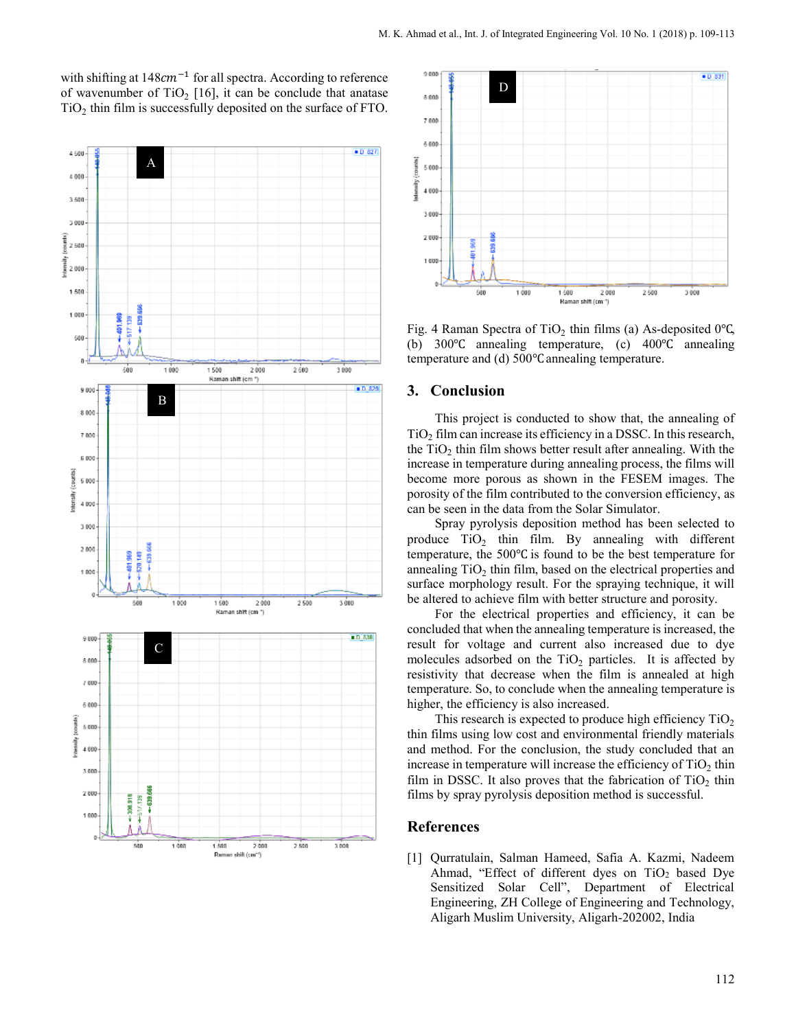with shifting at $148cm^{-1}$ for all spectra. According to reference of wavenumber of $TiO_2$ [16], it can be conclude that anatase $TiO_2$ thin film is successfully deposited on the surface of FTO.

Fig. 4 Raman Spectra of $TiO_2$ thin films (a) As-deposited 0℃, (b) 300℃ annealing temperature, (c) 400℃ annealing temperature and (d) 500℃ annealing temperature.

## 3. Conclusion

This project is conducted to show that, the annealing of $TiO_2$ film can increase its efficiency in a DSSC. In this research, the $TiO_2$ thin film shows better result after annealing. With the increase in temperature during annealing process, the films will become more porous as shown in the FESEM images. The porosity of the film contributed to the conversion efficiency, as can be seen in the data from the Solar Simulator.

Spray pyrolysis deposition method has been selected to produce $TiO_2$ thin film. By annealing with different temperature, the 500℃ is found to be the best temperature for annealing $TiO_2$ thin film, based on the electrical properties and surface morphology result. For the spraying technique, it will be altered to achieve film with better structure and porosity.

For the electrical properties and efficiency, it can be concluded that when the annealing temperature is increased, the result for voltage and current also increased due to dye molecules adsorbed on the $TiO_2$ particles. It is affected by resistivity that decrease when the film is annealed at high temperature. So, to conclude when the annealing temperature is higher, the efficiency is also increased.

This research is expected to produce high efficiency $TiO_2$ thin films using low cost and environmental friendly materials and method. For the conclusion, the study concluded that an increase in temperature will increase the efficiency of $TiO_2$ thin film in DSSC. It also proves that the fabrication of $TiO_2$ thin films by spray pyrolysis deposition method is successful.

## References

[1] Qurratulain, Salman Hameed, Safia A. Kazmi, Nadeem Ahmad, "Effect of different dyes on $TiO_2$ based Dye Sensitized Solar Cell", Department of Electrical Engineering, ZH College of Engineering and Technology, Aligarh Muslim University, Aligarh-202002, India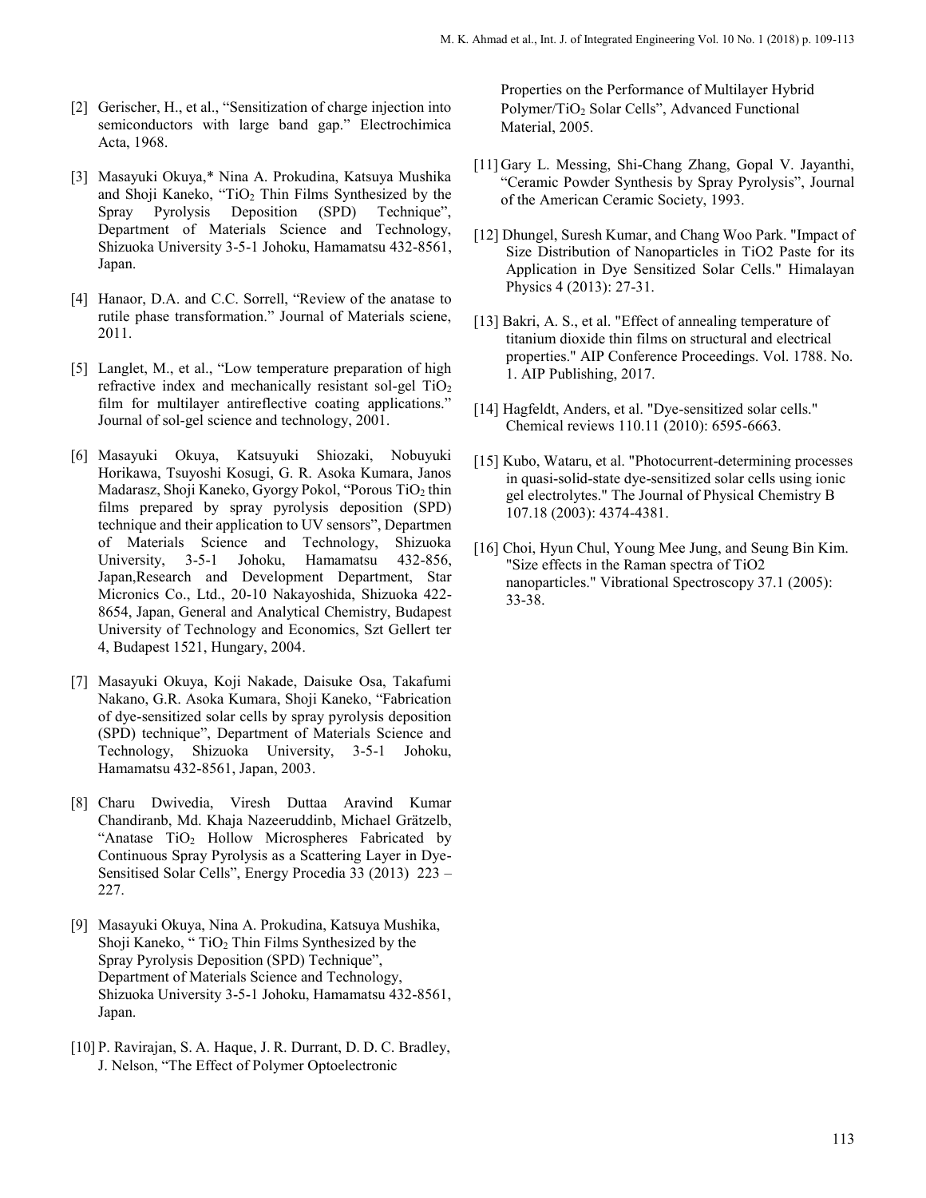[2] Gerischer, H., et al., "Sensitization of charge injection into semiconductors with large band gap." Electrochimica Acta, 1968.

[3] Masayuki Okuya,* Nina A. Prokudina, Katsuya Mushika and Shoji Kaneko, "$TiO_2$ Thin Films Synthesized by the Spray Pyrolysis Deposition (SPD) Technique", Department of Materials Science and Technology, Shizuoka University 3-5-1 Johoku, Hamamatsu 432-8561, Japan.

[4] Hanaor, D.A. and C.C. Sorrell, "Review of the anatase to rutile phase transformation." Journal of Materials sciene, 2011.

[5] Langlet, M., et al., "Low temperature preparation of high refractive index and mechanically resistant sol-gel $TiO_2$ film for multilayer antireflective coating applications." Journal of sol-gel science and technology, 2001.

[6] Masayuki Okuya, Katsuyuki Shiozaki, Nobuyuki Horikawa, Tsuyoshi Kosugi, G. R. Asoka Kumara, Janos Madarasz, Shoji Kaneko, Gyorgy Pokol, "Porous $TiO_2$ thin films prepared by spray pyrolysis deposition (SPD) technique and their application to UV sensors", Departmen of Materials Science and Technology, Shizuoka University, 3-5-1 Johoku, Hamamatsu 432-856, Japan,Research and Development Department, Star Micronics Co., Ltd., 20-10 Nakayoshida, Shizuoka 422-8654, Japan, General and Analytical Chemistry, Budapest University of Technology and Economics, Szt Gellert ter 4, Budapest 1521, Hungary, 2004.

[7] Masayuki Okuya, Koji Nakade, Daisuke Osa, Takafumi Nakano, G.R. Asoka Kumara, Shoji Kaneko, "Fabrication of dye-sensitized solar cells by spray pyrolysis deposition (SPD) technique", Department of Materials Science and Technology, Shizuoka University, 3-5-1 Johoku, Hamamatsu 432-8561, Japan, 2003.

[8] Charu Dwivedia, Viresh Duttaa Aravind Kumar Chandiranb, Md. Khaja Nazeeruddinb, Michael Grätzelb, "Anatase $TiO_2$ Hollow Microspheres Fabricated by Continuous Spray Pyrolysis as a Scattering Layer in Dye-Sensitised Solar Cells", Energy Procedia 33 (2013) 223 – 227.

[9] Masayuki Okuya, Nina A. Prokudina, Katsuya Mushika, Shoji Kaneko, " $TiO_2$ Thin Films Synthesized by the Spray Pyrolysis Deposition (SPD) Technique", Department of Materials Science and Technology, Shizuoka University 3-5-1 Johoku, Hamamatsu 432-8561, Japan.

[10] P. Ravirajan, S. A. Haque, J. R. Durrant, D. D. C. Bradley, J. Nelson, "The Effect of Polymer Optoelectronic Properties on the Performance of Multilayer Hybrid Polymer/$TiO_2$ Solar Cells", Advanced Functional Material, 2005.

[11] Gary L. Messing, Shi-Chang Zhang, Gopal V. Jayanthi, "Ceramic Powder Synthesis by Spray Pyrolysis", Journal of the American Ceramic Society, 1993.

[12] Dhungel, Suresh Kumar, and Chang Woo Park. "Impact of Size Distribution of Nanoparticles in TiO2 Paste for its Application in Dye Sensitized Solar Cells." Himalayan Physics 4 (2013): 27-31.

[13] Bakri, A. S., et al. "Effect of annealing temperature of titanium dioxide thin films on structural and electrical properties." AIP Conference Proceedings. Vol. 1788. No. 1. AIP Publishing, 2017.

[14] Hagfeldt, Anders, et al. "Dye-sensitized solar cells." Chemical reviews 110.11 (2010): 6595-6663.

[15] Kubo, Wataru, et al. "Photocurrent-determining processes in quasi-solid-state dye-sensitized solar cells using ionic gel electrolytes." The Journal of Physical Chemistry B 107.18 (2003): 4374-4381.

[16] Choi, Hyun Chul, Young Mee Jung, and Seung Bin Kim. "Size effects in the Raman spectra of TiO2 nanoparticles." Vibrational Spectroscopy 37.1 (2005): 33-38.